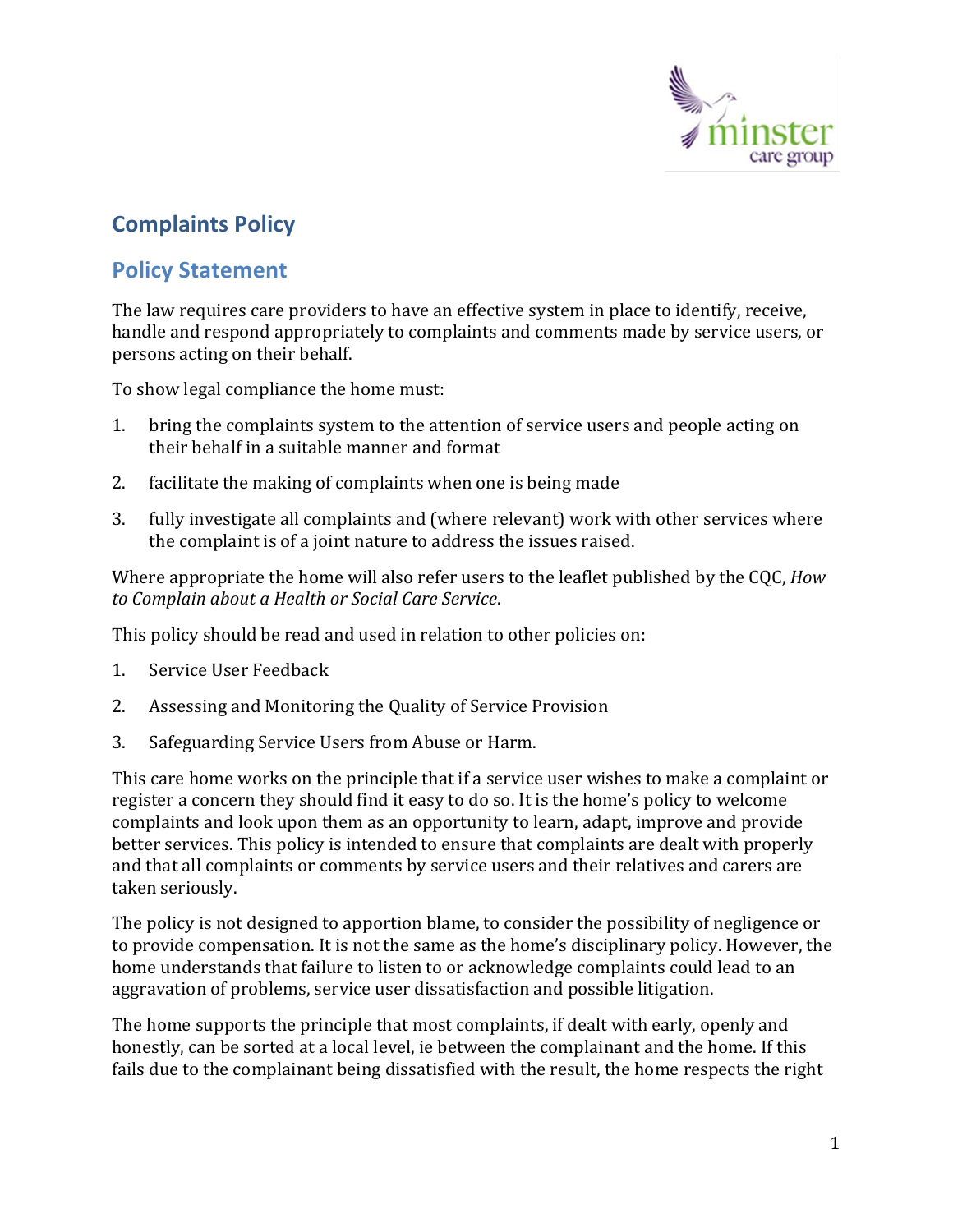# Complaints Policy

## Policy Statement

The law requires care providers to have an effective system in place to identify, receive, handle and respond appropriately to complaints and comments made by service users, or persons acting on their behalf.

To show legal compliance the home must:

1. bring the complaints system to the attention of service users and people acting on their behalf in a suitable manner and format
2. facilitate the making of complaints when one is being made
3. fully investigate all complaints and (where relevant) work with other services where the complaint is of a joint nature to address the issues raised.

Where appropriate the home will also refer users to the leaflet published by the CQC, *How to Complain about a Health or Social Care Service*.

This policy should be read and used in relation to other policies on:

1. Service User Feedback
2. Assessing and Monitoring the Quality of Service Provision
3. Safeguarding Service Users from Abuse or Harm.

This care home works on the principle that if a service user wishes to make a complaint or register a concern they should find it easy to do so. It is the home's policy to welcome complaints and look upon them as an opportunity to learn, adapt, improve and provide better services. This policy is intended to ensure that complaints are dealt with properly and that all complaints or comments by service users and their relatives and carers are taken seriously.

The policy is not designed to apportion blame, to consider the possibility of negligence or to provide compensation. It is not the same as the home's disciplinary policy. However, the home understands that failure to listen to or acknowledge complaints could lead to an aggravation of problems, service user dissatisfaction and possible litigation.

The home supports the principle that most complaints, if dealt with early, openly and honestly, can be sorted at a local level, ie between the complainant and the home. If this fails due to the complainant being dissatisfied with the result, the home respects the right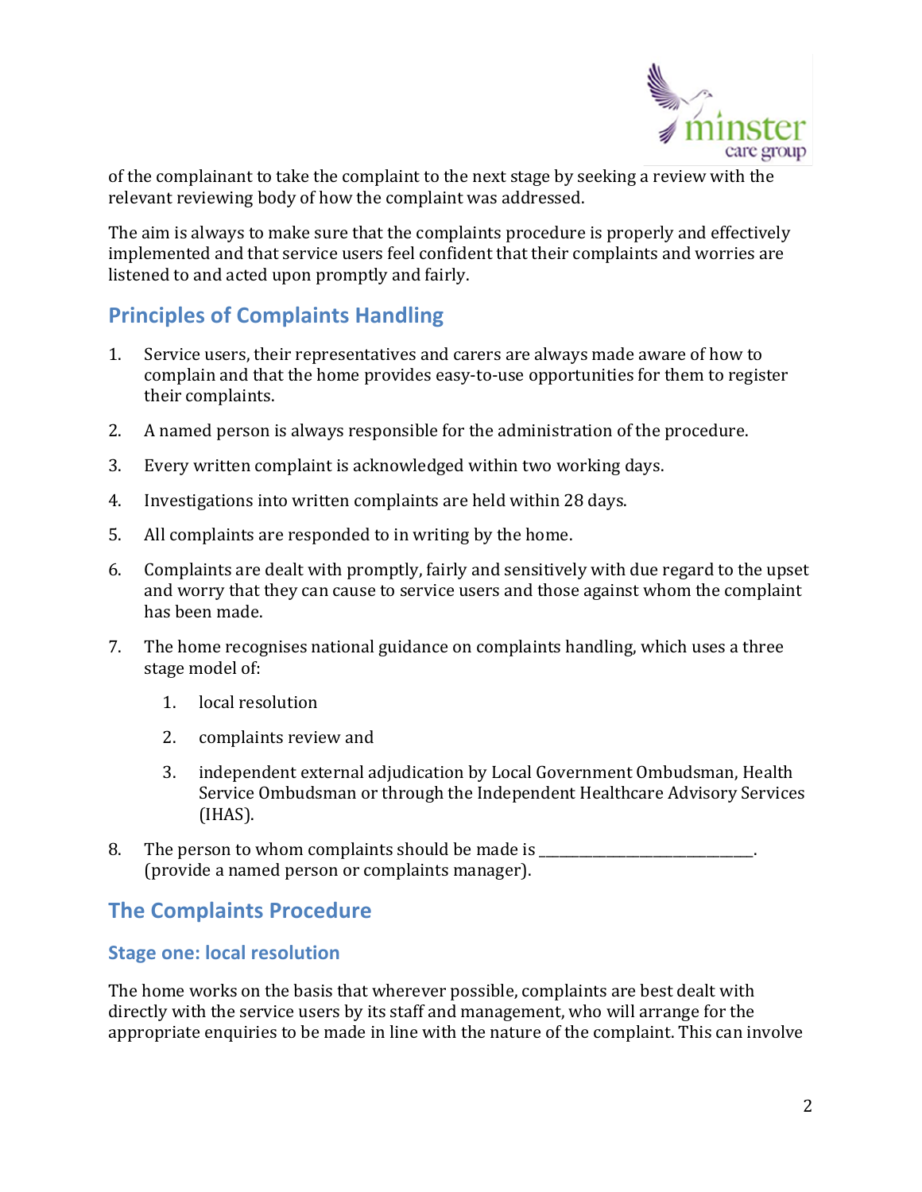of the complainant to take the complaint to the next stage by seeking a review with the relevant reviewing body of how the complaint was addressed.

The aim is always to make sure that the complaints procedure is properly and effectively implemented and that service users feel confident that their complaints and worries are listened to and acted upon promptly and fairly.

## Principles of Complaints Handling

1. Service users, their representatives and carers are always made aware of how to complain and that the home provides easy-to-use opportunities for them to register their complaints.
2. A named person is always responsible for the administration of the procedure.
3. Every written complaint is acknowledged within two working days.
4. Investigations into written complaints are held within 28 days.
5. All complaints are responded to in writing by the home.
6. Complaints are dealt with promptly, fairly and sensitively with due regard to the upset and worry that they can cause to service users and those against whom the complaint has been made.
7. The home recognises national guidance on complaints handling, which uses a three stage model of:
    1. local resolution
    2. complaints review and
    3. independent external adjudication by Local Government Ombudsman, Health Service Ombudsman or through the Independent Healthcare Advisory Services (IHAS).
8. The person to whom complaints should be made is ______________________________. (provide a named person or complaints manager).

## The Complaints Procedure

### Stage one: local resolution

The home works on the basis that wherever possible, complaints are best dealt with directly with the service users by its staff and management, who will arrange for the appropriate enquiries to be made in line with the nature of the complaint. This can involve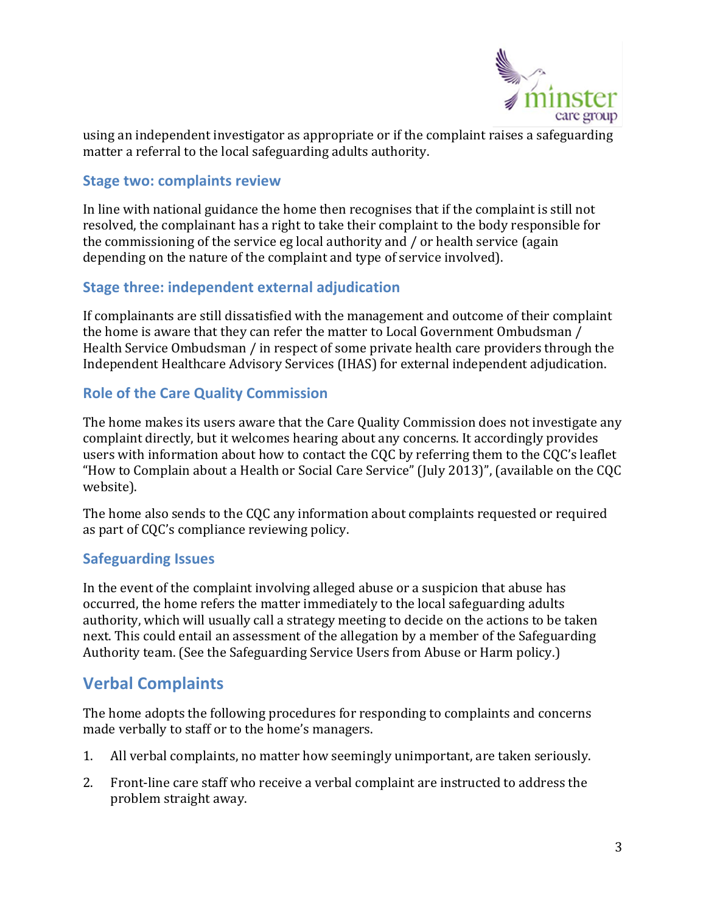using an independent investigator as appropriate or if the complaint raises a safeguarding matter a referral to the local safeguarding adults authority.

### Stage two: complaints review

In line with national guidance the home then recognises that if the complaint is still not resolved, the complainant has a right to take their complaint to the body responsible for the commissioning of the service eg local authority and / or health service (again depending on the nature of the complaint and type of service involved).

### Stage three: independent external adjudication

If complainants are still dissatisfied with the management and outcome of their complaint the home is aware that they can refer the matter to Local Government Ombudsman / Health Service Ombudsman / in respect of some private health care providers through the Independent Healthcare Advisory Services (IHAS) for external independent adjudication.

### Role of the Care Quality Commission

The home makes its users aware that the Care Quality Commission does not investigate any complaint directly, but it welcomes hearing about any concerns. It accordingly provides users with information about how to contact the CQC by referring them to the CQC's leaflet "How to Complain about a Health or Social Care Service" (July 2013)", (available on the CQC website).

The home also sends to the CQC any information about complaints requested or required as part of CQC's compliance reviewing policy.

### Safeguarding Issues

In the event of the complaint involving alleged abuse or a suspicion that abuse has occurred, the home refers the matter immediately to the local safeguarding adults authority, which will usually call a strategy meeting to decide on the actions to be taken next. This could entail an assessment of the allegation by a member of the Safeguarding Authority team. (See the Safeguarding Service Users from Abuse or Harm policy.)

## Verbal Complaints

The home adopts the following procedures for responding to complaints and concerns made verbally to staff or to the home's managers.

1. All verbal complaints, no matter how seemingly unimportant, are taken seriously.
2. Front-line care staff who receive a verbal complaint are instructed to address the problem straight away.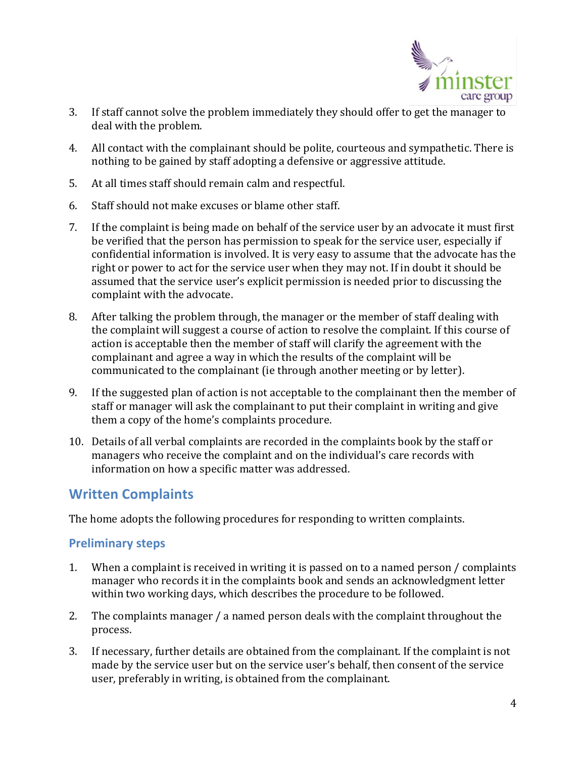3. If staff cannot solve the problem immediately they should offer to get the manager to deal with the problem.

4. All contact with the complainant should be polite, courteous and sympathetic. There is nothing to be gained by staff adopting a defensive or aggressive attitude.

5. At all times staff should remain calm and respectful.

6. Staff should not make excuses or blame other staff.

7. If the complaint is being made on behalf of the service user by an advocate it must first be verified that the person has permission to speak for the service user, especially if confidential information is involved. It is very easy to assume that the advocate has the right or power to act for the service user when they may not. If in doubt it should be assumed that the service user's explicit permission is needed prior to discussing the complaint with the advocate.

8. After talking the problem through, the manager or the member of staff dealing with the complaint will suggest a course of action to resolve the complaint. If this course of action is acceptable then the member of staff will clarify the agreement with the complainant and agree a way in which the results of the complaint will be communicated to the complainant (ie through another meeting or by letter).

9. If the suggested plan of action is not acceptable to the complainant then the member of staff or manager will ask the complainant to put their complaint in writing and give them a copy of the home's complaints procedure.

10. Details of all verbal complaints are recorded in the complaints book by the staff or managers who receive the complaint and on the individual's care records with information on how a specific matter was addressed.

## Written Complaints

The home adopts the following procedures for responding to written complaints.

### Preliminary steps

1. When a complaint is received in writing it is passed on to a named person / complaints manager who records it in the complaints book and sends an acknowledgment letter within two working days, which describes the procedure to be followed.

2. The complaints manager / a named person deals with the complaint throughout the process.

3. If necessary, further details are obtained from the complainant. If the complaint is not made by the service user but on the service user's behalf, then consent of the service user, preferably in writing, is obtained from the complainant.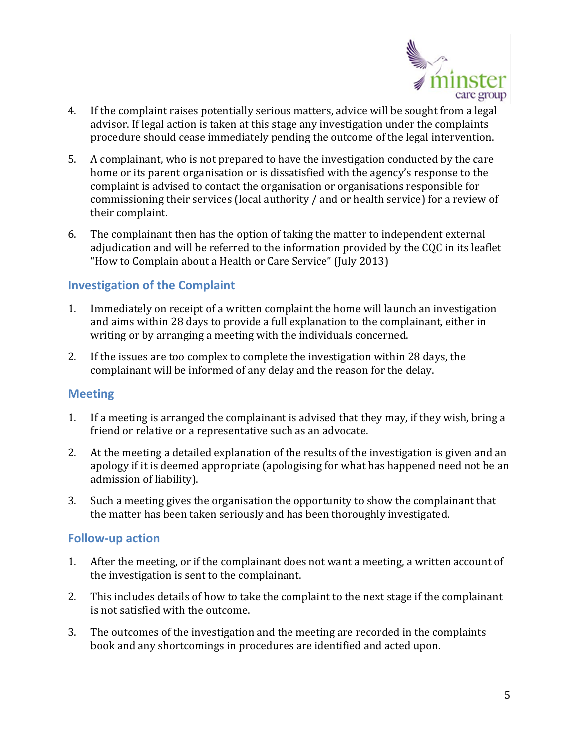4. If the complaint raises potentially serious matters, advice will be sought from a legal advisor. If legal action is taken at this stage any investigation under the complaints procedure should cease immediately pending the outcome of the legal intervention.

5. A complainant, who is not prepared to have the investigation conducted by the care home or its parent organisation or is dissatisfied with the agency's response to the complaint is advised to contact the organisation or organisations responsible for commissioning their services (local authority / and or health service) for a review of their complaint.

6. The complainant then has the option of taking the matter to independent external adjudication and will be referred to the information provided by the CQC in its leaflet "How to Complain about a Health or Care Service" (July 2013)

## Investigation of the Complaint

1. Immediately on receipt of a written complaint the home will launch an investigation and aims within 28 days to provide a full explanation to the complainant, either in writing or by arranging a meeting with the individuals concerned.

2. If the issues are too complex to complete the investigation within 28 days, the complainant will be informed of any delay and the reason for the delay.

## Meeting

1. If a meeting is arranged the complainant is advised that they may, if they wish, bring a friend or relative or a representative such as an advocate.

2. At the meeting a detailed explanation of the results of the investigation is given and an apology if it is deemed appropriate (apologising for what has happened need not be an admission of liability).

3. Such a meeting gives the organisation the opportunity to show the complainant that the matter has been taken seriously and has been thoroughly investigated.

## Follow-up action

1. After the meeting, or if the complainant does not want a meeting, a written account of the investigation is sent to the complainant.

2. This includes details of how to take the complaint to the next stage if the complainant is not satisfied with the outcome.

3. The outcomes of the investigation and the meeting are recorded in the complaints book and any shortcomings in procedures are identified and acted upon.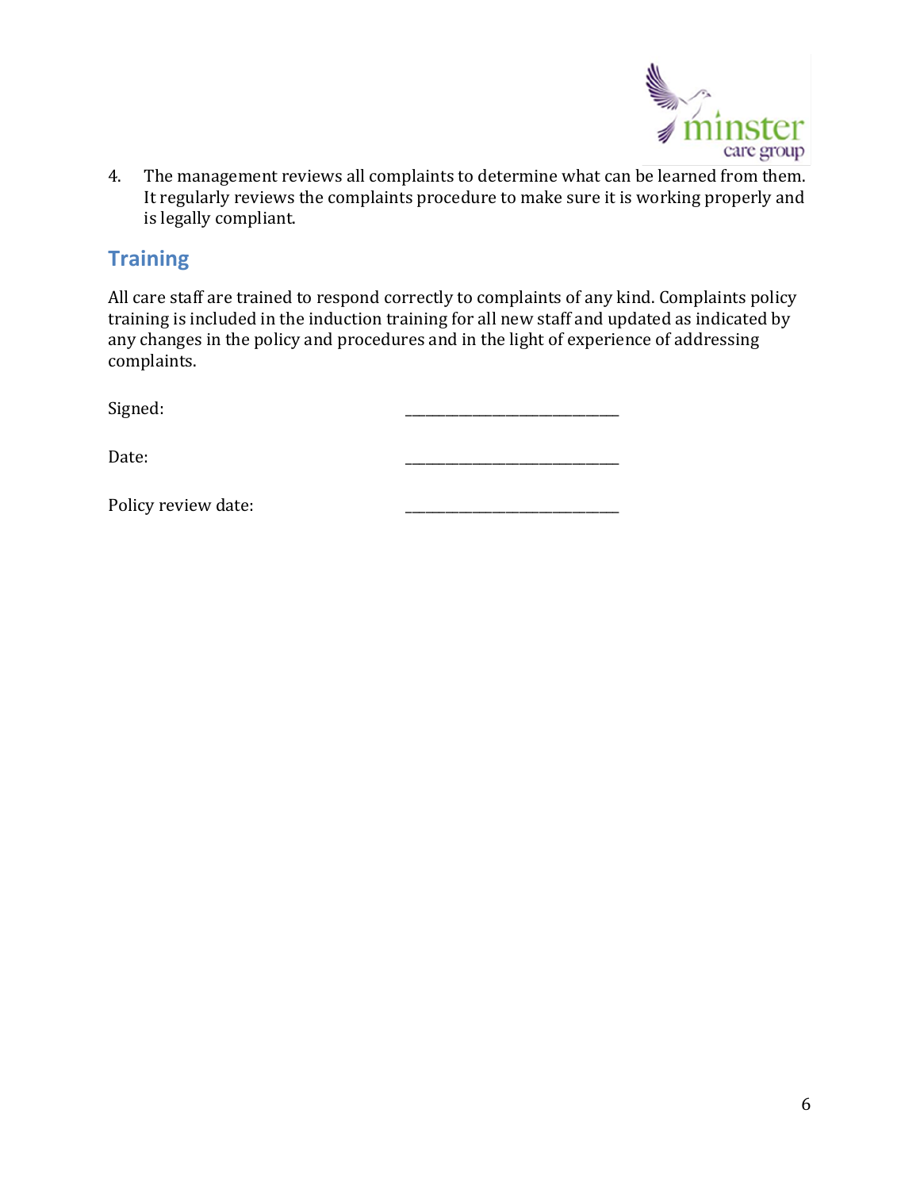4. The management reviews all complaints to determine what can be learned from them. It regularly reviews the complaints procedure to make sure it is working properly and is legally compliant.

## Training

All care staff are trained to respond correctly to complaints of any kind. Complaints policy training is included in the induction training for all new staff and updated as indicated by any changes in the policy and procedures and in the light of experience of addressing complaints.

Signed: ______________________________

Date: ______________________________

Policy review date: ______________________________